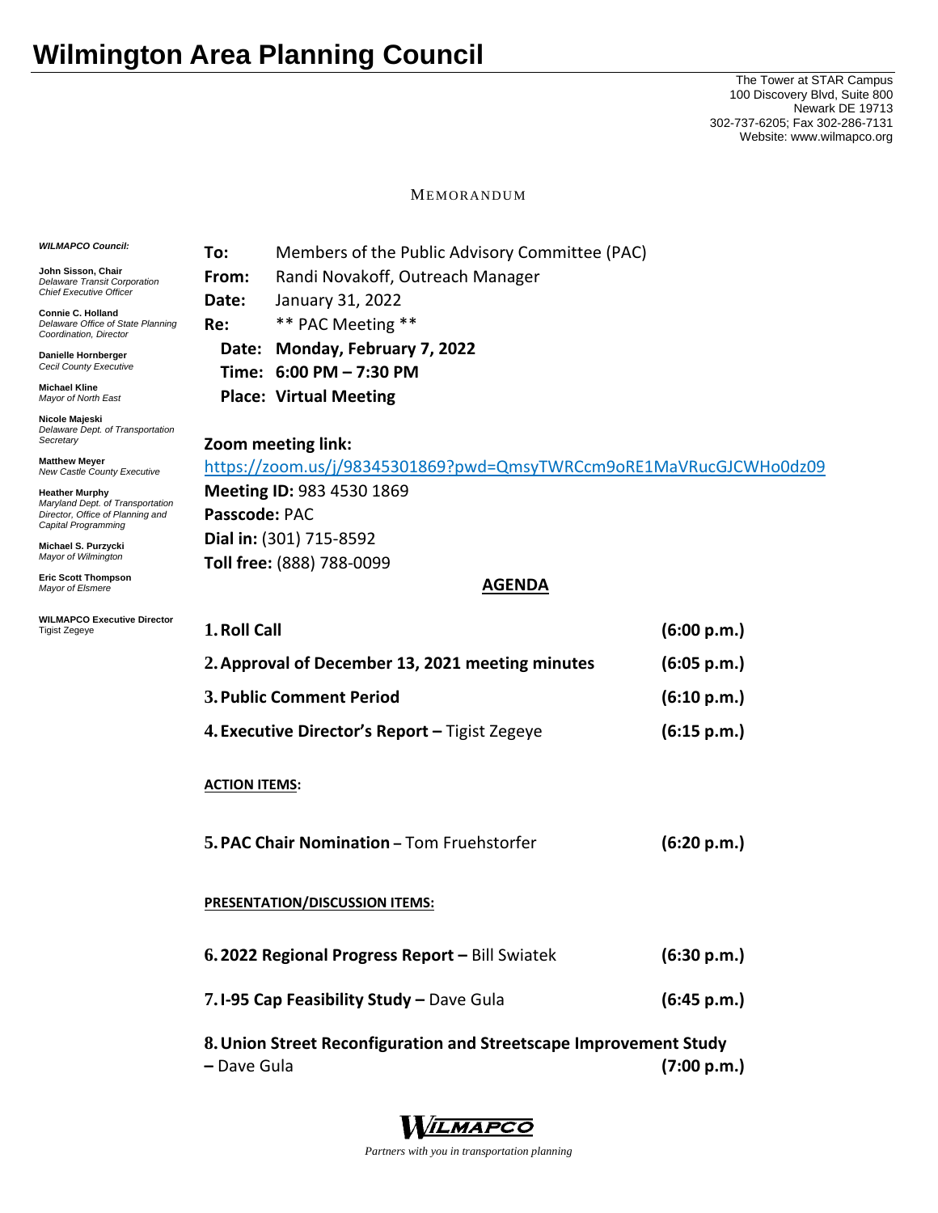# Wilmington Area Planning Council

The Tower at STAR Campus
100 Discovery Blvd, Suite 800
Newark DE 19713
302-737-6205; Fax 302-286-7131
Website: www.wilmapco.org

MEMORANDUM

***WILMAPCO Council:***

**John Sisson, Chair**
*Delaware Transit Corporation Chief Executive Officer*

**Connie C. Holland**
*Delaware Office of State Planning Coordination, Director*

**Danielle Hornberger**
*Cecil County Executive*

**Michael Kline**
*Mayor of North East*

**Nicole Majeski**
*Delaware Dept. of Transportation Secretary*

**Matthew Meyer**
*New Castle County Executive*

**Heather Murphy**
*Maryland Dept. of Transportation Director, Office of Planning and Capital Programming*

**Michael S. Purzycki**
*Mayor of Wilmington*

**Eric Scott Thompson**
*Mayor of Elsmere*

**WILMAPCO Executive Director**
Tigist Zegeye

**To:** Members of the Public Advisory Committee (PAC)
**From:** Randi Novakoff, Outreach Manager
**Date:** January 31, 2022
**Re:** ** PAC Meeting **

**Date: Monday, February 7, 2022**
**Time: 6:00 PM – 7:30 PM**
**Place: Virtual Meeting**

**Zoom meeting link:**
https://zoom.us/j/98345301869?pwd=QmsyTWRCcm9oRE1MaVRucGJCWHo0dz09
**Meeting ID:** 983 4530 1869
**Passcode:** PAC
**Dial in:** (301) 715-8592
**Toll free:** (888) 788-0099

## AGENDA

1. **Roll Call** **(6:00 p.m.)**
2. **Approval of December 13, 2021 meeting minutes** **(6:05 p.m.)**
3. **Public Comment Period** **(6:10 p.m.)**
4. **Executive Director's Report –** Tigist Zegeye **(6:15 p.m.)**

**ACTION ITEMS:**

5. **PAC Chair Nomination –** Tom Fruehstorfer **(6:20 p.m.)**

**PRESENTATION/DISCUSSION ITEMS:**

6. **2022 Regional Progress Report –** Bill Swiatek **(6:30 p.m.)**
7. **I-95 Cap Feasibility Study –** Dave Gula **(6:45 p.m.)**
8. **Union Street Reconfiguration and Streetscape Improvement Study –** Dave Gula **(7:00 p.m.)**

WILMAPCO
*Partners with you in transportation planning*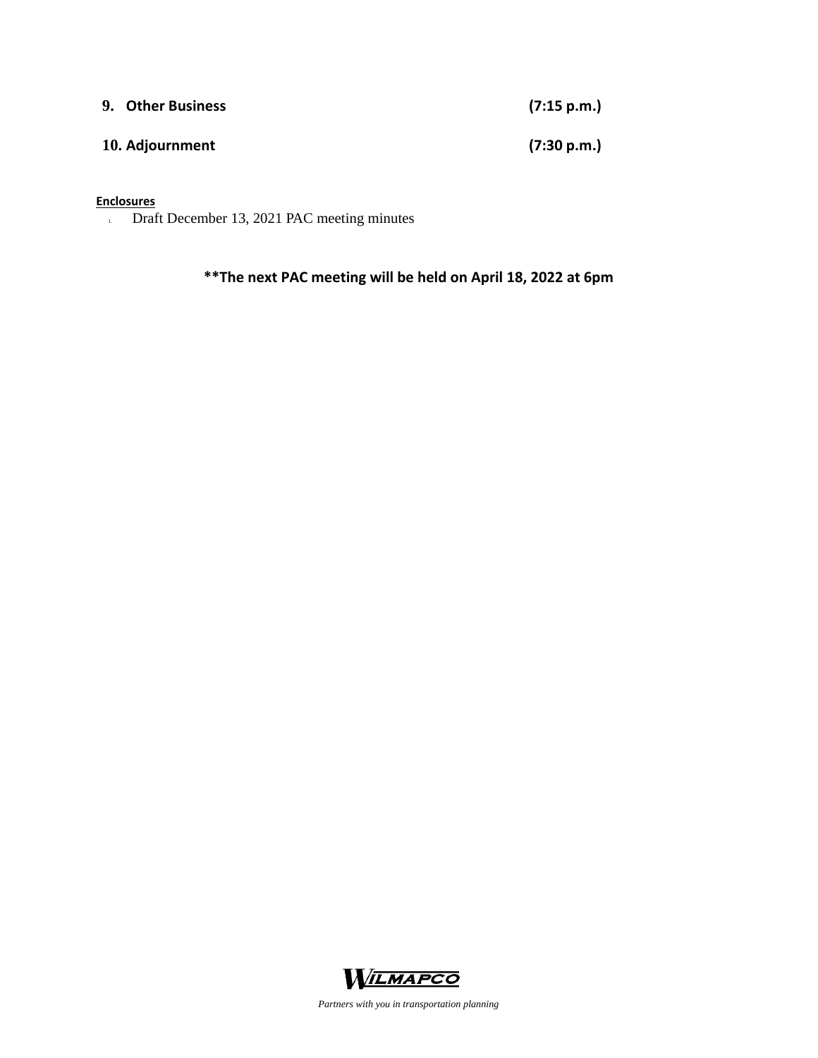**9. Other Business** **(7:15 p.m.)**

**10. Adjournment** **(7:30 p.m.)**

**Enclosures**

1. Draft December 13, 2021 PAC meeting minutes

**\*\*The next PAC meeting will be held on April 18, 2022 at 6pm**

**WILMAPCO**

*Partners with you in transportation planning*